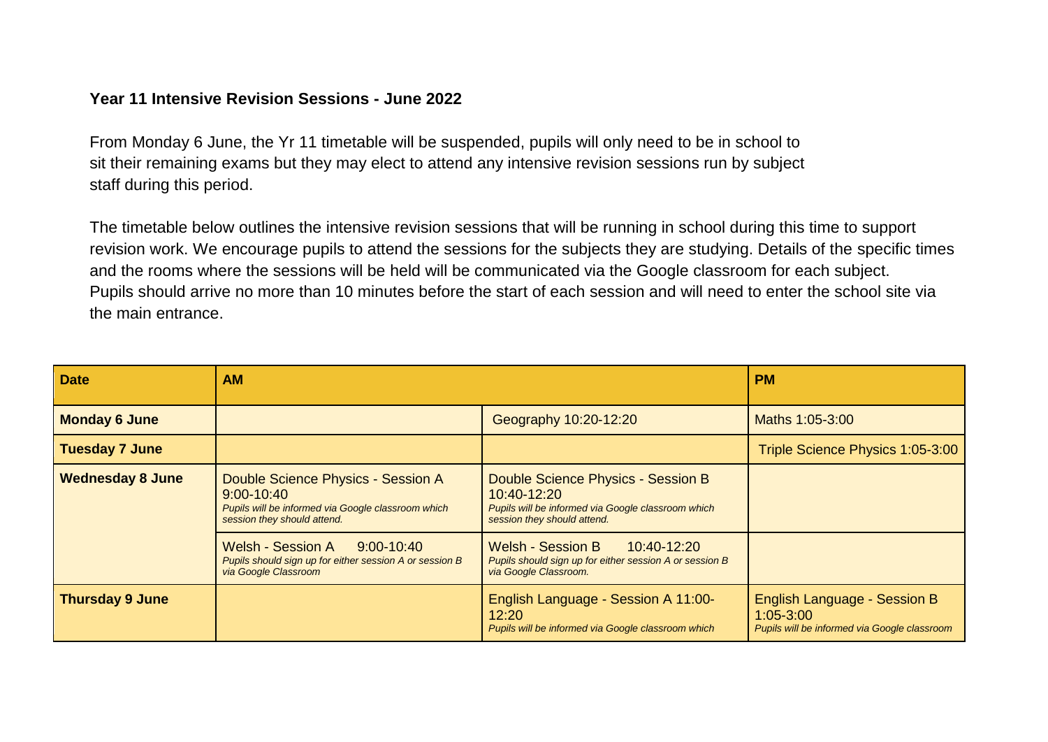**Year 11 Intensive Revision Sessions - June 2022**

From Monday 6 June, the Yr 11 timetable will be suspended, pupils will only need to be in school to sit their remaining exams but they may elect to attend any intensive revision sessions run by subject staff during this period.

The timetable below outlines the intensive revision sessions that will be running in school during this time to support revision work. We encourage pupils to attend the sessions for the subjects they are studying. Details of the specific times and the rooms where the sessions will be held will be communicated via the Google classroom for each subject. Pupils should arrive no more than 10 minutes before the start of each session and will need to enter the school site via the main entrance.

| **Date** | **AM** | | **PM** |
|---|---|---|---|
| **Monday 6 June** | | Geography 10:20-12:20 | Maths 1:05-3:00 |
| **Tuesday 7 June** | | | Triple Science Physics 1:05-3:00 |
| **Wednesday 8 June** | Double Science Physics - Session A 9:00-10:40 *Pupils will be informed via Google classroom which session they should attend.* | Double Science Physics - Session B 10:40-12:20 *Pupils will be informed via Google classroom which session they should attend.* | |
| | Welsh - Session A 9:00-10:40 *Pupils should sign up for either session A or session B via Google Classroom* | Welsh - Session B 10:40-12:20 *Pupils should sign up for either session A or session B via Google Classroom.* | |
| **Thursday 9 June** | | English Language - Session A 11:00-12:20 *Pupils will be informed via Google classroom which* | English Language - Session B 1:05-3:00 *Pupils will be informed via Google classroom* |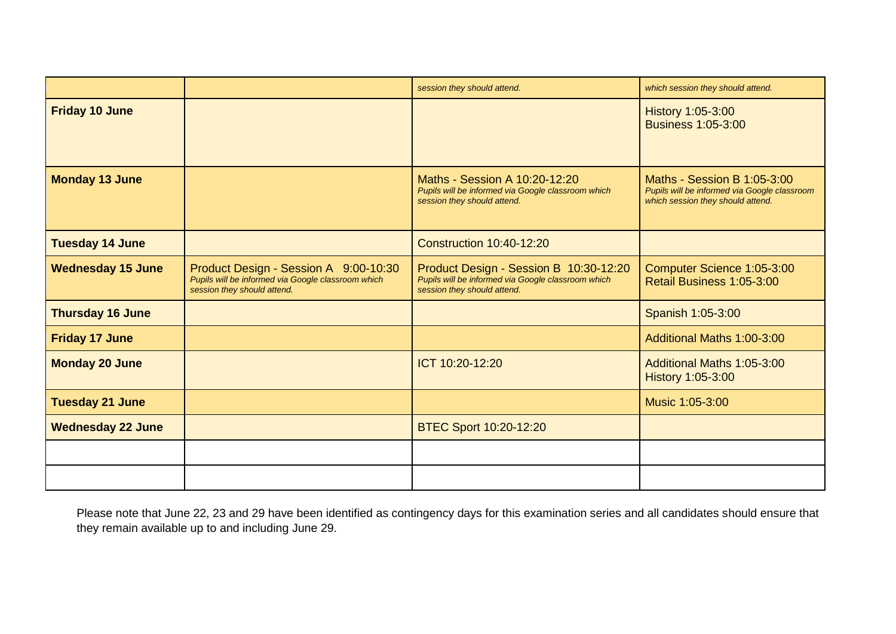| | | | |
|---|---|---|---|
| | | *session they should attend.* | *which session they should attend.* |
| **Friday 10 June** | | | History 1:05-3:00<br>Business 1:05-3:00 |
| **Monday 13 June** | | Maths - Session A 10:20-12:20<br>*Pupils will be informed via Google classroom which session they should attend.* | Maths - Session B 1:05-3:00<br>*Pupils will be informed via Google classroom which session they should attend.* |
| **Tuesday 14 June** | | Construction 10:40-12:20 | |
| **Wednesday 15 June** | Product Design - Session A 9:00-10:30<br>*Pupils will be informed via Google classroom which session they should attend.* | Product Design - Session B 10:30-12:20<br>*Pupils will be informed via Google classroom which session they should attend.* | Computer Science 1:05-3:00<br>Retail Business 1:05-3:00 |
| **Thursday 16 June** | | | Spanish 1:05-3:00 |
| **Friday 17 June** | | | Additional Maths 1:00-3:00 |
| **Monday 20 June** | | ICT 10:20-12:20 | Additional Maths 1:05-3:00<br>History 1:05-3:00 |
| **Tuesday 21 June** | | | Music 1:05-3:00 |
| **Wednesday 22 June** | | BTEC Sport 10:20-12:20 | |
| | | | |
| | | | |

Please note that June 22, 23 and 29 have been identified as contingency days for this examination series and all candidates should ensure that they remain available up to and including June 29.